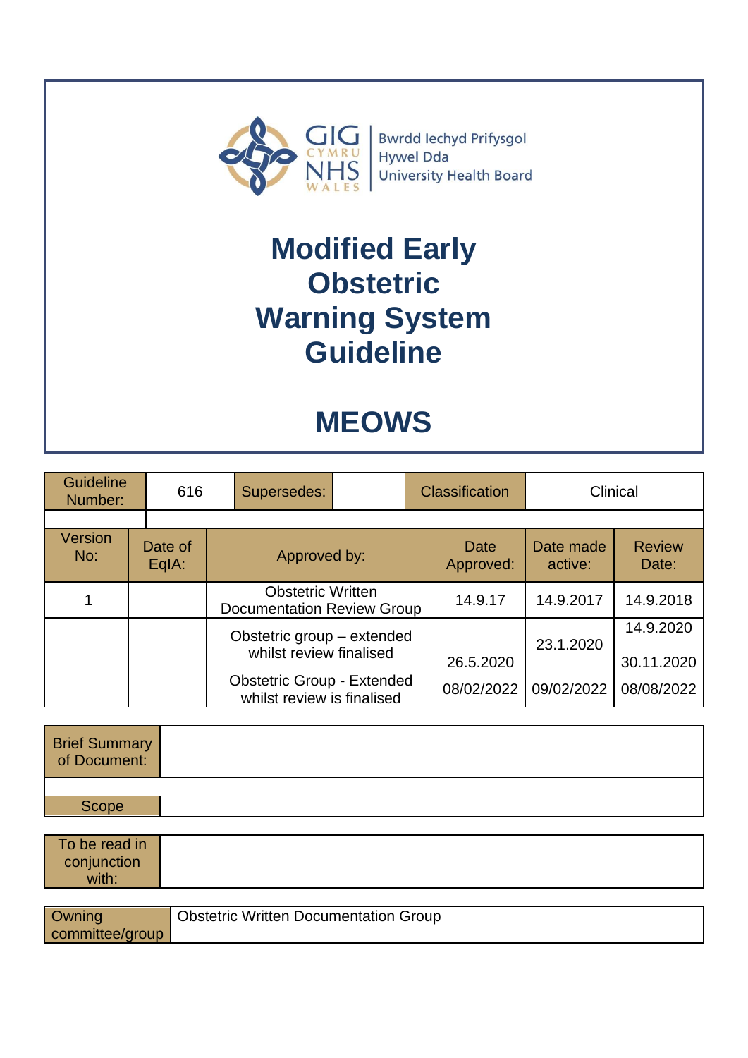GIG CYMRU NHS WALES | Bwrdd Iechyd Prifysgol Hywel Dda University Health Board

# Modified Early Obstetric Warning System Guideline

# MEOWS

| Guideline Number: | 616 | Supersedes: | | Classification | Clinical |
|---|---|---|---|---|---|

| Version No: | Date of EqIA: | Approved by: | Date Approved: | Date made active: | Review Date: |
|---|---|---|---|---|---|
| 1 | | Obstetric Written Documentation Review Group | 14.9.17 | 14.9.2017 | 14.9.2018 |
| | | Obstetric group – extended whilst review finalised | 26.5.2020 | 23.1.2020 | 14.9.2020<br>30.11.2020 |
| | | Obstetric Group - Extended whilst review is finalised | 08/02/2022 | 09/02/2022 | 08/08/2022 |

| Brief Summary of Document: | |
|---|---|
| Scope | |

| To be read in conjunction with: | |
|---|---|

| Owning committee/group | Obstetric Written Documentation Group |
|---|---|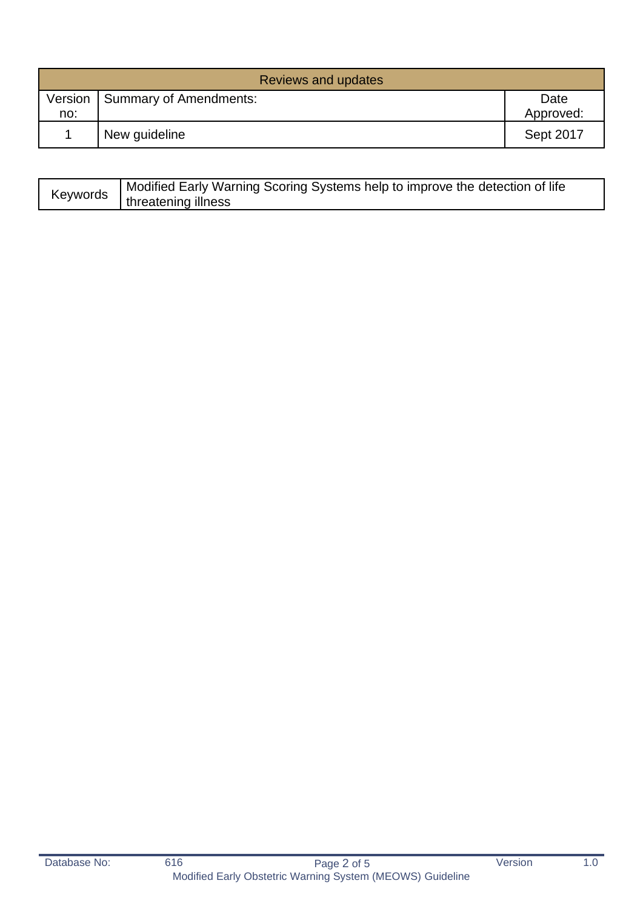| Reviews and updates | | |
|---|---|---|
| Version no: | Summary of Amendments: | Date Approved: |
| 1 | New guideline | Sept 2017 |

| Keywords | Modified Early Warning Scoring Systems help to improve the detection of life threatening illness |
|---|---|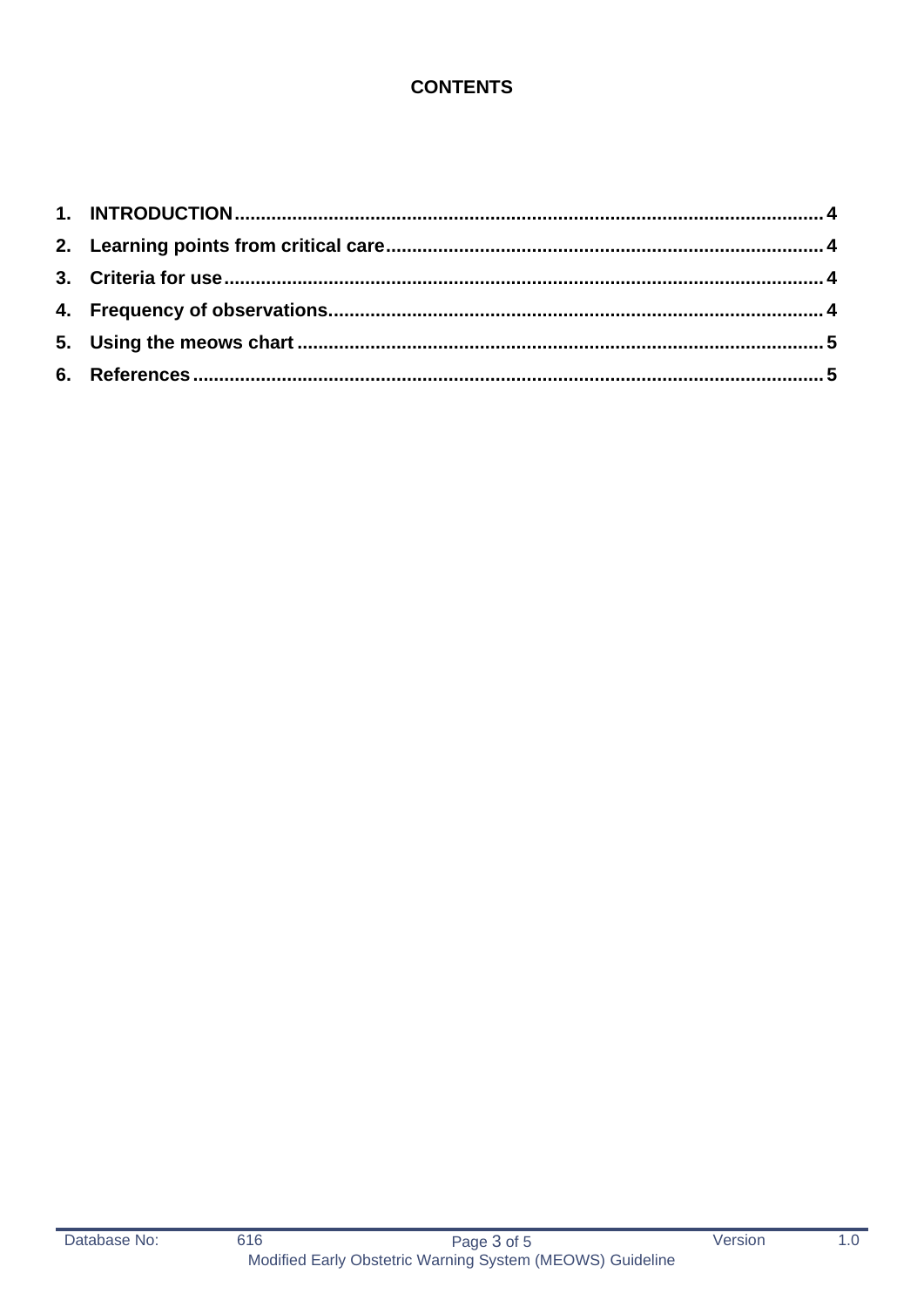**CONTENTS**

1. **INTRODUCTION** ........................................................................................................ 4
2. **Learning points from critical care** .................................................................................. 4
3. **Criteria for use** ........................................................................................................... 4
4. **Frequency of observations** ............................................................................................ 4
5. **Using the meows chart** ................................................................................................. 5
6. **References** ................................................................................................................. 5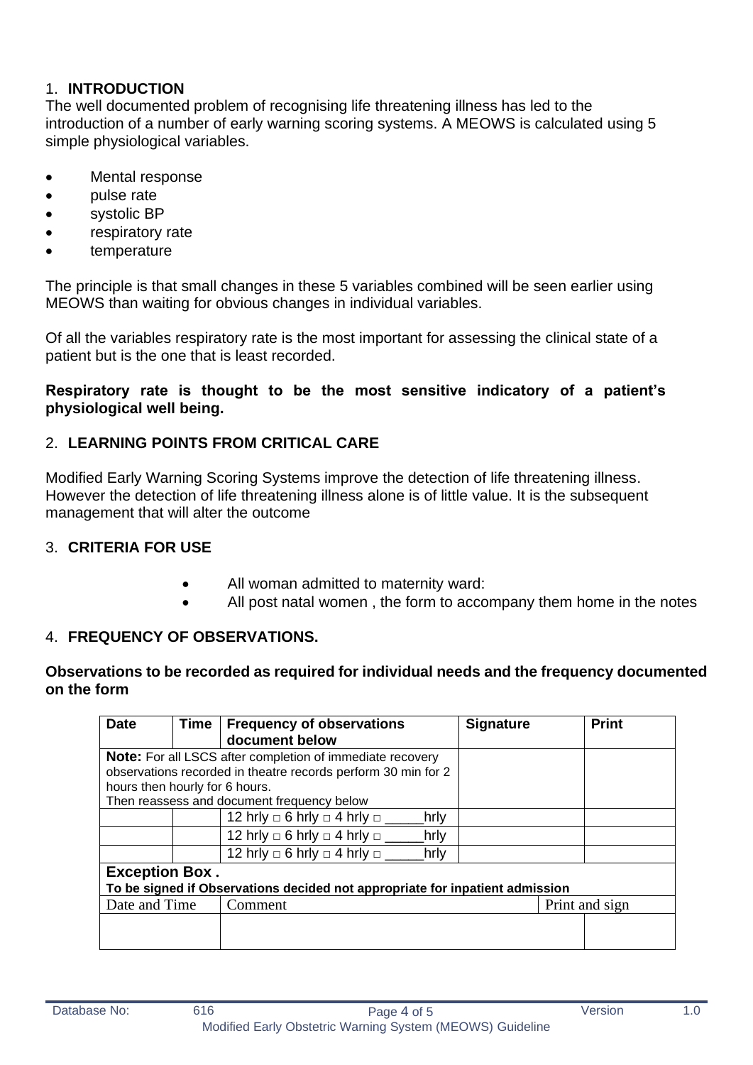## 1. INTRODUCTION

The well documented problem of recognising life threatening illness has led to the introduction of a number of early warning scoring systems. A MEOWS is calculated using 5 simple physiological variables.

- Mental response
- pulse rate
- systolic BP
- respiratory rate
- temperature

The principle is that small changes in these 5 variables combined will be seen earlier using MEOWS than waiting for obvious changes in individual variables.

Of all the variables respiratory rate is the most important for assessing the clinical state of a patient but is the one that is least recorded.

**Respiratory rate is thought to be the most sensitive indicatory of a patient's physiological well being.**

## 2. LEARNING POINTS FROM CRITICAL CARE

Modified Early Warning Scoring Systems improve the detection of life threatening illness. However the detection of life threatening illness alone is of little value. It is the subsequent management that will alter the outcome

## 3. CRITERIA FOR USE

- All woman admitted to maternity ward:
- All post natal women , the form to accompany them home in the notes

## 4. FREQUENCY OF OBSERVATIONS.

**Observations to be recorded as required for individual needs and the frequency documented on the form**

| Date | Time | Frequency of observations document below | Signature | Print |
|---|---|---|---|---|
| **Note:** For all LSCS after completion of immediate recovery observations recorded in theatre records perform 30 min for 2 hours then hourly for 6 hours. Then reassess and document frequency below | | | | |
| | | 12 hrly □ 6 hrly □ 4 hrly □ _____hrly | | |
| | | 12 hrly □ 6 hrly □ 4 hrly □ _____hrly | | |
| | | 12 hrly □ 6 hrly □ 4 hrly □ _____hrly | | |

**Exception Box .**
**To be signed if Observations decided not appropriate for inpatient admission**

| Date and Time | Comment | Print and sign |
|---|---|---|
| | | |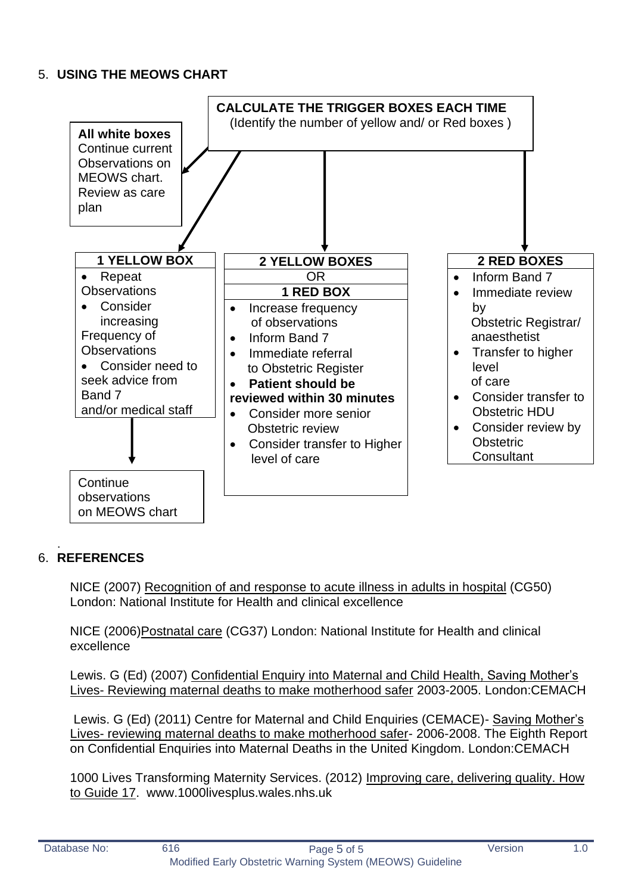## 5. USING THE MEOWS CHART

**CALCULATE THE TRIGGER BOXES EACH TIME**
(Identify the number of yellow and/ or Red boxes )

**All white boxes**
Continue current Observations on MEOWS chart. Review as care plan

**1 YELLOW BOX**

- Repeat Observations
- Consider increasing Frequency of Observations
- Consider need to seek advice from Band 7 and/or medical staff

Continue observations on MEOWS chart

**2 YELLOW BOXES**
OR
**1 RED BOX**

- Increase frequency of observations
- Inform Band 7
- Immediate referral to Obstetric Register
- **Patient should be reviewed within 30 minutes**
- Consider more senior Obstetric review
- Consider transfer to Higher level of care

**2 RED BOXES**

- Inform Band 7
- Immediate review by Obstetric Registrar/ anaesthetist
- Transfer to higher level of care
- Consider transfer to Obstetric HDU
- Consider review by Obstetric Consultant

## 6. REFERENCES

NICE (2007) Recognition of and response to acute illness in adults in hospital (CG50) London: National Institute for Health and clinical excellence

NICE (2006)Postnatal care (CG37) London: National Institute for Health and clinical excellence

Lewis. G (Ed) (2007) Confidential Enquiry into Maternal and Child Health, Saving Mother's Lives- Reviewing maternal deaths to make motherhood safer 2003-2005. London:CEMACH

Lewis. G (Ed) (2011) Centre for Maternal and Child Enquiries (CEMACE)- Saving Mother's Lives- reviewing maternal deaths to make motherhood safer- 2006-2008. The Eighth Report on Confidential Enquiries into Maternal Deaths in the United Kingdom. London:CEMACH

1000 Lives Transforming Maternity Services. (2012) Improving care, delivering quality. How to Guide 17. www.1000livesplus.wales.nhs.uk